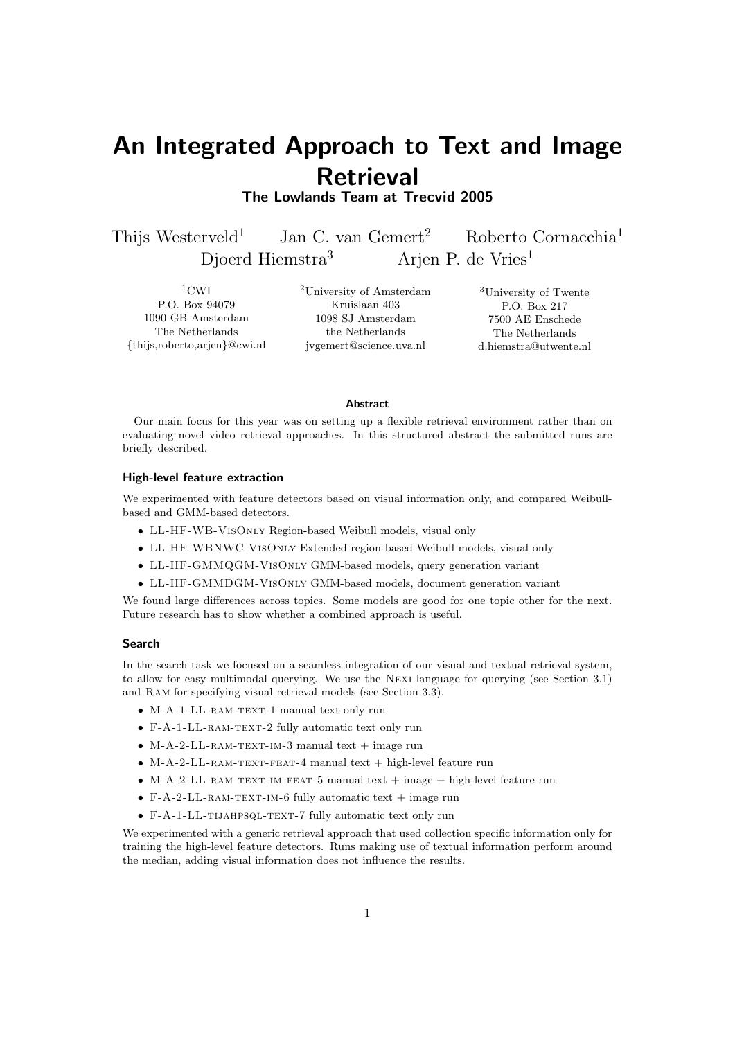# An Integrated Approach to Text and Image Retrieval

## The Lowlands Team at Trecvid 2005

Thijs Westerveld[1] Jan C. van Gemert[2] Roberto Cornacchia[1]
Djoerd Hiemstra[3] Arjen P. de Vries[1]

[1]CWI
P.O. Box 94079
1090 GB Amsterdam
The Netherlands
{thijs,roberto,arjen}@cwi.nl

[2]University of Amsterdam
Kruislaan 403
1098 SJ Amsterdam
the Netherlands
jvgemert@science.uva.nl

[3]University of Twente
P.O. Box 217
7500 AE Enschede
The Netherlands
d.hiemstra@utwente.nl

### Abstract

Our main focus for this year was on setting up a flexible retrieval environment rather than on evaluating novel video retrieval approaches. In this structured abstract the submitted runs are briefly described.

### High-level feature extraction

We experimented with feature detectors based on visual information only, and compared Weibull-based and GMM-based detectors.

- LL-HF-WB-VisOnly Region-based Weibull models, visual only
- LL-HF-WBNWC-VisOnly Extended region-based Weibull models, visual only
- LL-HF-GMMQGM-VisOnly GMM-based models, query generation variant
- LL-HF-GMMDGM-VisOnly GMM-based models, document generation variant

We found large differences across topics. Some models are good for one topic other for the next. Future research has to show whether a combined approach is useful.

### Search

In the search task we focused on a seamless integration of our visual and textual retrieval system, to allow for easy multimodal querying. We use the Nexi language for querying (see Section 3.1) and Ram for specifying visual retrieval models (see Section 3.3).

- M-A-1-LL-ram-text-1 manual text only run
- F-A-1-LL-ram-text-2 fully automatic text only run
- M-A-2-LL-ram-text-im-3 manual text + image run
- M-A-2-LL-ram-text-feat-4 manual text + high-level feature run
- M-A-2-LL-ram-text-im-feat-5 manual text + image + high-level feature run
- F-A-2-LL-ram-text-im-6 fully automatic text + image run
- F-A-1-LL-tijahpsql-text-7 fully automatic text only run

We experimented with a generic retrieval approach that used collection specific information only for training the high-level feature detectors. Runs making use of textual information perform around the median, adding visual information does not influence the results.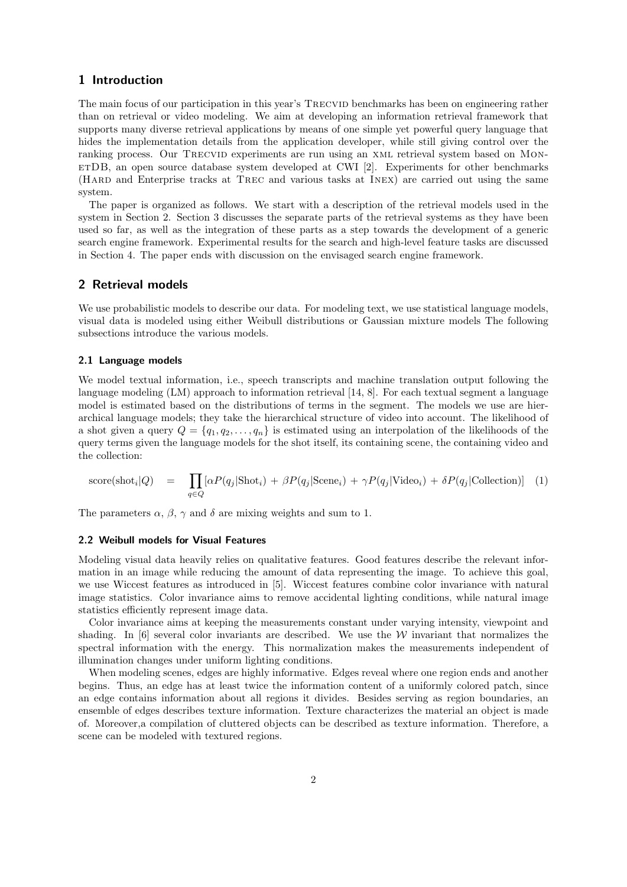## 1 Introduction

The main focus of our participation in this year's TRECVID benchmarks has been on engineering rather than on retrieval or video modeling. We aim at developing an information retrieval framework that supports many diverse retrieval applications by means of one simple yet powerful query language that hides the implementation details from the application developer, while still giving control over the ranking process. Our TRECVID experiments are run using an XML retrieval system based on MONETDB, an open source database system developed at CWI [2]. Experiments for other benchmarks (HARD and Enterprise tracks at TREC and various tasks at INEX) are carried out using the same system.

The paper is organized as follows. We start with a description of the retrieval models used in the system in Section 2. Section 3 discusses the separate parts of the retrieval systems as they have been used so far, as well as the integration of these parts as a step towards the development of a generic search engine framework. Experimental results for the search and high-level feature tasks are discussed in Section 4. The paper ends with discussion on the envisaged search engine framework.

## 2 Retrieval models

We use probabilistic models to describe our data. For modeling text, we use statistical language models, visual data is modeled using either Weibull distributions or Gaussian mixture models The following subsections introduce the various models.

### 2.1 Language models

We model textual information, i.e., speech transcripts and machine translation output following the language modeling (LM) approach to information retrieval [14, 8]. For each textual segment a language model is estimated based on the distributions of terms in the segment. The models we use are hierarchical language models; they take the hierarchical structure of video into account. The likelihood of a shot given a query $Q = \{q_1, q_2, \ldots, q_n\}$ is estimated using an interpolation of the likelihoods of the query terms given the language models for the shot itself, its containing scene, the containing video and the collection:

$$\text{score}(\text{shot}_i|Q) \quad = \quad \prod_{q \in Q} [\alpha P(q_j|\text{Shot}_i) + \beta P(q_j|\text{Scene}_i) + \gamma P(q_j|\text{Video}_i) + \delta P(q_j|\text{Collection})] \quad (1)$$

The parameters $\alpha$, $\beta$, $\gamma$ and $\delta$ are mixing weights and sum to 1.

### 2.2 Weibull models for Visual Features

Modeling visual data heavily relies on qualitative features. Good features describe the relevant information in an image while reducing the amount of data representing the image. To achieve this goal, we use Wiccest features as introduced in [5]. Wiccest features combine color invariance with natural image statistics. Color invariance aims to remove accidental lighting conditions, while natural image statistics efficiently represent image data.

Color invariance aims at keeping the measurements constant under varying intensity, viewpoint and shading. In [6] several color invariants are described. We use the $\mathcal{W}$ invariant that normalizes the spectral information with the energy. This normalization makes the measurements independent of illumination changes under uniform lighting conditions.

When modeling scenes, edges are highly informative. Edges reveal where one region ends and another begins. Thus, an edge has at least twice the information content of a uniformly colored patch, since an edge contains information about all regions it divides. Besides serving as region boundaries, an ensemble of edges describes texture information. Texture characterizes the material an object is made of. Moreover,a compilation of cluttered objects can be described as texture information. Therefore, a scene can be modeled with textured regions.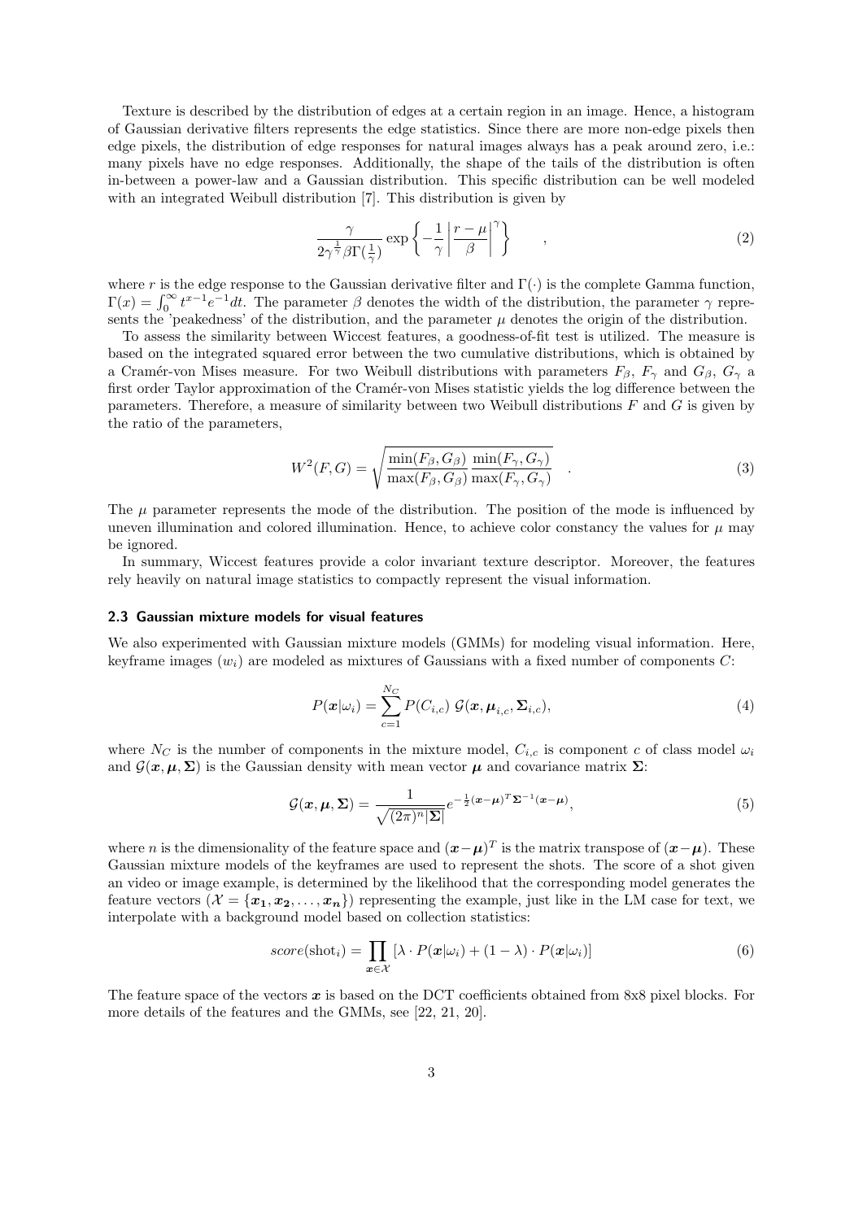Texture is described by the distribution of edges at a certain region in an image. Hence, a histogram of Gaussian derivative filters represents the edge statistics. Since there are more non-edge pixels then edge pixels, the distribution of edge responses for natural images always has a peak around zero, i.e.: many pixels have no edge responses. Additionally, the shape of the tails of the distribution is often in-between a power-law and a Gaussian distribution. This specific distribution can be well modeled with an integrated Weibull distribution [7]. This distribution is given by

$$\frac{\gamma}{2\gamma^{\frac{1}{\gamma}}\beta\Gamma(\frac{1}{\gamma})} \exp\left\{-\frac{1}{\gamma}\left|\frac{r-\mu}{\beta}\right|^{\gamma}\right\} \qquad , \tag{2}$$

where $r$ is the edge response to the Gaussian derivative filter and $\Gamma(\cdot)$ is the complete Gamma function, $\Gamma(x) = \int_0^\infty t^{x-1}e^{-1}dt$. The parameter $\beta$ denotes the width of the distribution, the parameter $\gamma$ represents the 'peakedness' of the distribution, and the parameter $\mu$ denotes the origin of the distribution.

To assess the similarity between Wiccest features, a goodness-of-fit test is utilized. The measure is based on the integrated squared error between the two cumulative distributions, which is obtained by a Cramér-von Mises measure. For two Weibull distributions with parameters $F_\beta$, $F_\gamma$ and $G_\beta$, $G_\gamma$ a first order Taylor approximation of the Cramér-von Mises statistic yields the log difference between the parameters. Therefore, a measure of similarity between two Weibull distributions $F$ and $G$ is given by the ratio of the parameters,

$$W^2(F,G) = \sqrt{\frac{\min(F_\beta, G_\beta)}{\max(F_\beta, G_\beta)}\frac{\min(F_\gamma, G_\gamma)}{\max(F_\gamma, G_\gamma)}} \quad . \tag{3}$$

The $\mu$ parameter represents the mode of the distribution. The position of the mode is influenced by uneven illumination and colored illumination. Hence, to achieve color constancy the values for $\mu$ may be ignored.

In summary, Wiccest features provide a color invariant texture descriptor. Moreover, the features rely heavily on natural image statistics to compactly represent the visual information.

### 2.3 Gaussian mixture models for visual features

We also experimented with Gaussian mixture models (GMMs) for modeling visual information. Here, keyframe images ($w_i$) are modeled as mixtures of Gaussians with a fixed number of components $C$:

$$P(\boldsymbol{x}|\omega_i) = \sum_{c=1}^{N_C} P(C_{i,c})\ \mathcal{G}(\boldsymbol{x}, \boldsymbol{\mu}_{i,c}, \boldsymbol{\Sigma}_{i,c}), \tag{4}$$

where $N_C$ is the number of components in the mixture model, $C_{i,c}$ is component $c$ of class model $\omega_i$ and $\mathcal{G}(\boldsymbol{x}, \boldsymbol{\mu}, \boldsymbol{\Sigma})$ is the Gaussian density with mean vector $\boldsymbol{\mu}$ and covariance matrix $\boldsymbol{\Sigma}$:

$$\mathcal{G}(\boldsymbol{x}, \boldsymbol{\mu}, \boldsymbol{\Sigma}) = \frac{1}{\sqrt{(2\pi)^n|\boldsymbol{\Sigma}|}} e^{-\frac{1}{2}(\boldsymbol{x}-\boldsymbol{\mu})^T\boldsymbol{\Sigma}^{-1}(\boldsymbol{x}-\boldsymbol{\mu})}, \tag{5}$$

where $n$ is the dimensionality of the feature space and $(\boldsymbol{x}-\boldsymbol{\mu})^T$ is the matrix transpose of $(\boldsymbol{x}-\boldsymbol{\mu})$. These Gaussian mixture models of the keyframes are used to represent the shots. The score of a shot given an video or image example, is determined by the likelihood that the corresponding model generates the feature vectors ($\mathcal{X} = \{\boldsymbol{x_1}, \boldsymbol{x_2}, \ldots, \boldsymbol{x_n}\}$) representing the example, just like in the LM case for text, we interpolate with a background model based on collection statistics:

$$score(\text{shot}_i) = \prod_{\boldsymbol{x}\in\mathcal{X}} [\lambda \cdot P(\boldsymbol{x}|\omega_i) + (1-\lambda) \cdot P(\boldsymbol{x}|\omega_i)] \tag{6}$$

The feature space of the vectors $\boldsymbol{x}$ is based on the DCT coefficients obtained from 8x8 pixel blocks. For more details of the features and the GMMs, see [22, 21, 20].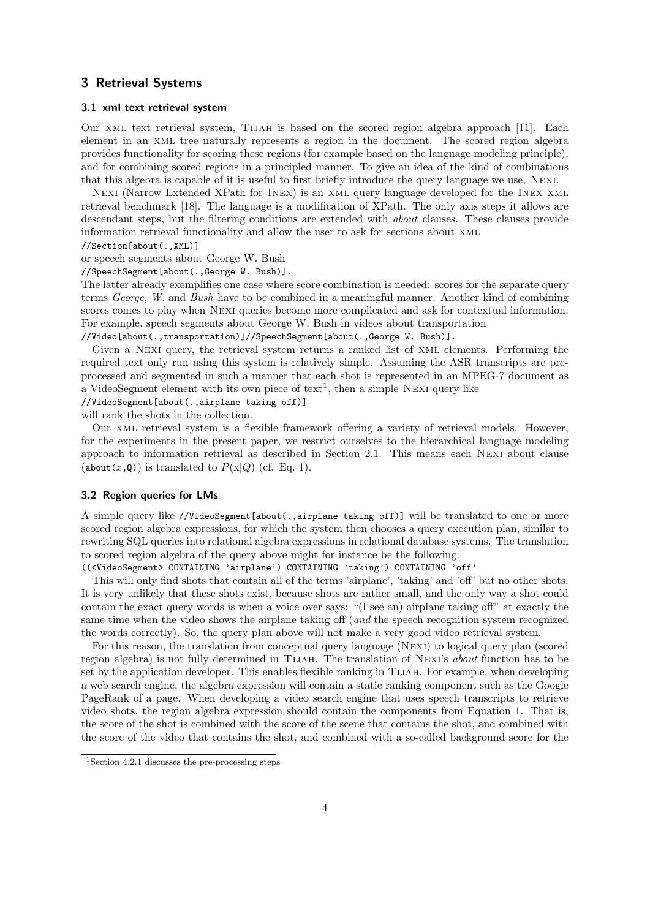## 3 Retrieval Systems

### 3.1 xml text retrieval system

Our XML text retrieval system, TIJAH is based on the scored region algebra approach [11]. Each element in an XML tree naturally represents a region in the document. The scored region algebra provides functionality for scoring these regions (for example based on the language modeling principle), and for combining scored regions in a principled manner. To give an idea of the kind of combinations that this algebra is capable of it is useful to first briefly introduce the query language we use, NEXI.

NEXI (Narrow Extended XPath for INEX) is an XML query language developed for the INEX XML retrieval benchmark [18]. The language is a modification of XPath. The only axis steps it allows are descendant steps, but the filtering conditions are extended with *about* clauses. These clauses provide information retrieval functionality and allow the user to ask for sections about XML

`//Section[about(.,XML)]`

or speech segments about George W. Bush

`//SpeechSegment[about(.,George W. Bush)].`

The latter already exemplifies one case where score combination is needed: scores for the separate query terms *George*, *W.* and *Bush* have to be combined in a meaningful manner. Another kind of combining scores comes to play when NEXI queries become more complicated and ask for contextual information. For example, speech segments about George W. Bush in videos about transportation

`//Video[about(.,transportation)]//SpeechSegment[about(.,George W. Bush)].`

Given a NEXI query, the retrieval system returns a ranked list of XML elements. Performing the required text only run using this system is relatively simple. Assuming the ASR transcripts are preprocessed and segmented in such a manner that each shot is represented in an MPEG-7 document as a VideoSegment element with its own piece of text[1], then a simple NEXI query like

`//VideoSegment[about(.,airplane taking off)]`

will rank the shots in the collection.

Our XML retrieval system is a flexible framework offering a variety of retrieval models. However, for the experiments in the present paper, we restrict ourselves to the hierarchical language modeling approach to information retrieval as described in Section 2.1. This means each NEXI about clause (about($x$,Q)) is translated to $P(\mathrm{x}|Q)$ (cf. Eq. 1).

### 3.2 Region queries for LMs

A simple query like `//VideoSegment[about(.,airplane taking off)]` will be translated to one or more scored region algebra expressions, for which the system then chooses a query execution plan, similar to rewriting SQL queries into relational algebra expressions in relational database systems. The translation to scored region algebra of the query above might for instance be the following:

`((<VideoSegment> CONTAINING 'airplane') CONTAINING 'taking') CONTAINING 'off'`

This will only find shots that contain all of the terms 'airplane', 'taking' and 'off' but no other shots. It is very unlikely that these shots exist, because shots are rather small, and the only way a shot could contain the exact query words is when a voice over says: "(I see an) airplane taking off" at exactly the same time when the video shows the airplane taking off (*and* the speech recognition system recognized the words correctly). So, the query plan above will not make a very good video retrieval system.

For this reason, the translation from conceptual query language (NEXI) to logical query plan (scored region algebra) is not fully determined in TIJAH. The translation of NEXI's *about* function has to be set by the application developer. This enables flexible ranking in TIJAH. For example, when developing a web search engine, the algebra expression will contain a static ranking component such as the Google PageRank of a page. When developing a video search engine that uses speech transcripts to retrieve video shots, the region algebra expression should contain the components from Equation 1. That is, the score of the shot is combined with the score of the scene that contains the shot, and combined with the score of the video that contains the shot, and combined with a so-called background score for the

[1] Section 4.2.1 discusses the pre-processing steps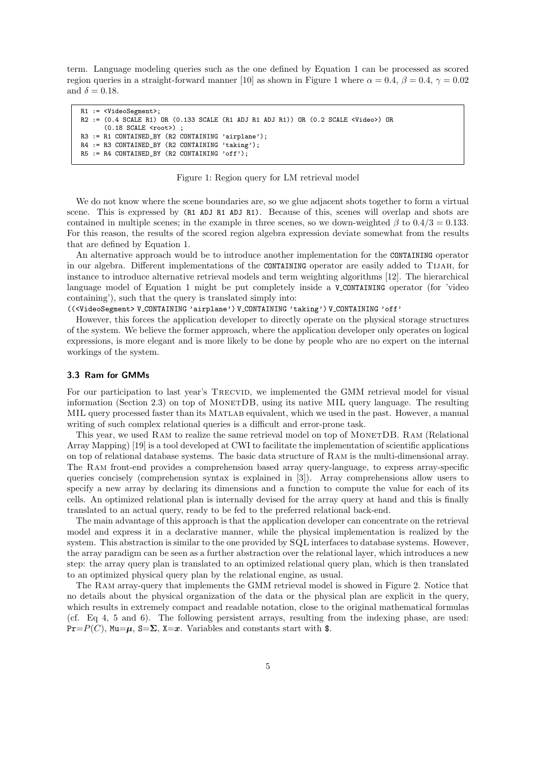term. Language modeling queries such as the one defined by Equation 1 can be processed as scored region queries in a straight-forward manner [10] as shown in Figure 1 where $\alpha = 0.4$, $\beta = 0.4$, $\gamma = 0.02$ and $\delta = 0.18$.

```
R1 := <VideoSegment>;
R2 := (0.4 SCALE R1) OR (0.133 SCALE (R1 ADJ R1 ADJ R1)) OR (0.2 SCALE <Video>) OR
      (0.18 SCALE <root>) ;
R3 := R1 CONTAINED_BY (R2 CONTAINING 'airplane');
R4 := R3 CONTAINED_BY (R2 CONTAINING 'taking');
R5 := R4 CONTAINED_BY (R2 CONTAINING 'off');
```

Figure 1: Region query for LM retrieval model

We do not know where the scene boundaries are, so we glue adjacent shots together to form a virtual scene. This is expressed by `(R1 ADJ R1 ADJ R1)`. Because of this, scenes will overlap and shots are contained in multiple scenes; in the example in three scenes, so we down-weighted $\beta$ to $0.4/3 = 0.133$. For this reason, the results of the scored region algebra expression deviate somewhat from the results that are defined by Equation 1.

An alternative approach would be to introduce another implementation for the `CONTAINING` operator in our algebra. Different implementations of the `CONTAINING` operator are easily added to Tijah, for instance to introduce alternative retrieval models and term weighting algorithms [12]. The hierarchical language model of Equation 1 might be put completely inside a `V_CONTAINING` operator (for 'video containing'), such that the query is translated simply into:

`((<VideoSegment> V_CONTAINING 'airplane') V_CONTAINING 'taking') V_CONTAINING 'off'`

However, this forces the application developer to directly operate on the physical storage structures of the system. We believe the former approach, where the application developer only operates on logical expressions, is more elegant and is more likely to be done by people who are no expert on the internal workings of the system.

### 3.3 Ram for GMMs

For our participation to last year's Trecvid, we implemented the GMM retrieval model for visual information (Section 2.3) on top of MonetDB, using its native MIL query language. The resulting MIL query processed faster than its Matlab equivalent, which we used in the past. However, a manual writing of such complex relational queries is a difficult and error-prone task.

This year, we used Ram to realize the same retrieval model on top of MonetDB. Ram (Relational Array Mapping) [19] is a tool developed at CWI to facilitate the implementation of scientific applications on top of relational database systems. The basic data structure of Ram is the multi-dimensional array. The Ram front-end provides a comprehension based array query-language, to express array-specific queries concisely (comprehension syntax is explained in [3]). Array comprehensions allow users to specify a new array by declaring its dimensions and a function to compute the value for each of its cells. An optimized relational plan is internally devised for the array query at hand and this is finally translated to an actual query, ready to be fed to the preferred relational back-end.

The main advantage of this approach is that the application developer can concentrate on the retrieval model and express it in a declarative manner, while the physical implementation is realized by the system. This abstraction is similar to the one provided by SQL interfaces to database systems. However, the array paradigm can be seen as a further abstraction over the relational layer, which introduces a new step: the array query plan is translated to an optimized relational query plan, which is then translated to an optimized physical query plan by the relational engine, as usual.

The Ram array-query that implements the GMM retrieval model is showed in Figure 2. Notice that no details about the physical organization of the data or the physical plan are explicit in the query, which results in extremely compact and readable notation, close to the original mathematical formulas (cf. Eq 4, 5 and 6). The following persistent arrays, resulting from the indexing phase, are used: `Pr`$=P(C)$, `Mu`$=\boldsymbol{\mu}$, `S`$=\boldsymbol{\Sigma}$, `X`$=\boldsymbol{x}$. Variables and constants start with `$`.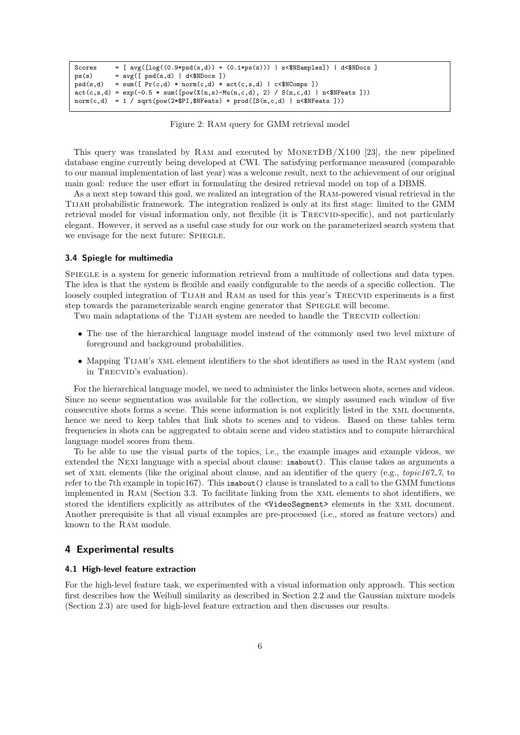```
Scores     = [ avg([log((0.9*psd(s,d)) + (0.1*ps(s))) | s<$NSamples]) | d<$NDocs ]
ps(s)      = avg([ psd(s,d) | d<$NDocs ])
psd(s,d)   = sum([ Pr(c,d) * norm(c,d) * act(c,s,d) | c<$NComps ])
act(c,s,d) = exp(-0.5 * sum([pow(X(n,s)-Mu(n,c,d), 2) / S(n,c,d) | n<$NFeats ]))
norm(c,d)  = 1 / sqrt(pow(2*$PI,$NFeats) * prod([S(n,c,d) | n<$NFeats ]))
```

Figure 2: Ram query for GMM retrieval model

This query was translated by Ram and executed by MonetDB/X100 [23], the new pipelined database engine currently being developed at CWI. The satisfying performance measured (comparable to our manual implementation of last year) was a welcome result, next to the achievement of our original main goal: reduce the user effort in formulating the desired retrieval model on top of a DBMS.

As a next step toward this goal, we realized an integration of the Ram-powered visual retrieval in the Tijah probabilistic framework. The integration realized is only at its first stage: limited to the GMM retrieval model for visual information only, not flexible (it is Trecvid-specific), and not particularly elegant. However, it served as a useful case study for our work on the parameterized search system that we envisage for the next future: Spiegle.

### 3.4 Spiegle for multimedia

Spiegle is a system for generic information retrieval from a multitude of collections and data types. The idea is that the system is flexible and easily configurable to the needs of a specific collection. The loosely coupled integration of Tijah and Ram as used for this year's Trecvid experiments is a first step towards the parameterizable search engine generator that Spiegle will become.

Two main adaptations of the Tijah system are needed to handle the Trecvid collection:

- The use of the hierarchical language model instead of the commonly used two level mixture of foreground and background probabilities.
- Mapping Tijah's xml element identifiers to the shot identifiers as used in the Ram system (and in Trecvid's evaluation).

For the hierarchical language model, we need to administer the links between shots, scenes and videos. Since no scene segmentation was available for the collection, we simply assumed each window of five consecutive shots forms a scene. This scene information is not explicitly listed in the xml documents, hence we need to keep tables that link shots to scenes and to videos. Based on these tables term frequencies in shots can be aggregated to obtain scene and video statistics and to compute hierarchical language model scores from them.

To be able to use the visual parts of the topics, i.e., the example images and example videos, we extended the Nexi language with a special about clause: `imabout()`. This clause takes as arguments a set of xml elements (like the original about clause, and an identifier of the query (e.g., *topic167_7*, to refer to the 7th example in topic167). This `imabout()` clause is translated to a call to the GMM functions implemented in Ram (Section 3.3. To facilitate linking from the xml elements to shot identifiers, we stored the identifiers explicitly as attributes of the `<VideoSegment>` elements in the xml document. Another prerequisite is that all visual examples are pre-processed (i.e., stored as feature vectors) and known to the Ram module.

## 4 Experimental results

### 4.1 High-level feature extraction

For the high-level feature task, we experimented with a visual information only approach. This section first describes how the Weibull similarity as described in Section 2.2 and the Gaussian mixture models (Section 2.3) are used for high-level feature extraction and then discusses our results.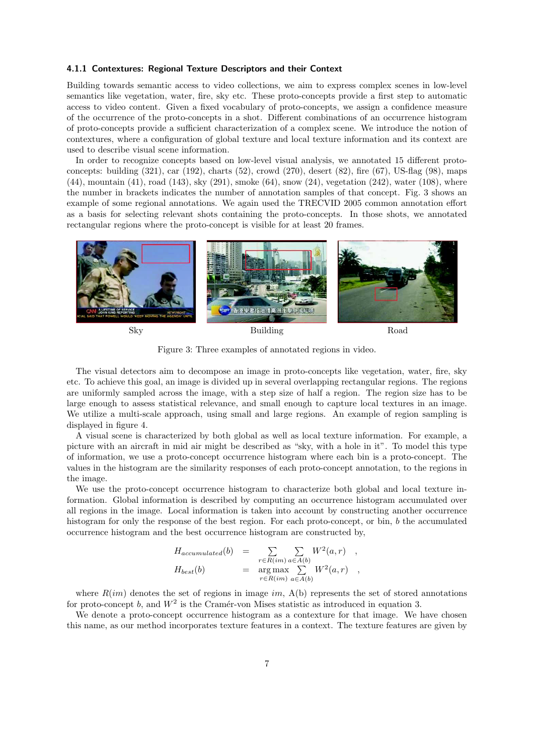#### 4.1.1 Contextures: Regional Texture Descriptors and their Context

Building towards semantic access to video collections, we aim to express complex scenes in low-level semantics like vegetation, water, fire, sky etc. These proto-concepts provide a first step to automatic access to video content. Given a fixed vocabulary of proto-concepts, we assign a confidence measure of the occurrence of the proto-concepts in a shot. Different combinations of an occurrence histogram of proto-concepts provide a sufficient characterization of a complex scene. We introduce the notion of contextures, where a configuration of global texture and local texture information and its context are used to describe visual scene information.

In order to recognize concepts based on low-level visual analysis, we annotated 15 different proto-concepts: building (321), car (192), charts (52), crowd (270), desert (82), fire (67), US-flag (98), maps (44), mountain (41), road (143), sky (291), smoke (64), snow (24), vegetation (242), water (108), where the number in brackets indicates the number of annotation samples of that concept. Fig. 3 shows an example of some regional annotations. We again used the TRECVID 2005 common annotation effort as a basis for selecting relevant shots containing the proto-concepts. In those shots, we annotated rectangular regions where the proto-concept is visible for at least 20 frames.

Sky — Building — Road

Figure 3: Three examples of annotated regions in video.

The visual detectors aim to decompose an image in proto-concepts like vegetation, water, fire, sky etc. To achieve this goal, an image is divided up in several overlapping rectangular regions. The regions are uniformly sampled across the image, with a step size of half a region. The region size has to be large enough to assess statistical relevance, and small enough to capture local textures in an image. We utilize a multi-scale approach, using small and large regions. An example of region sampling is displayed in figure 4.

A visual scene is characterized by both global as well as local texture information. For example, a picture with an aircraft in mid air might be described as "sky, with a hole in it". To model this type of information, we use a proto-concept occurrence histogram where each bin is a proto-concept. The values in the histogram are the similarity responses of each proto-concept annotation, to the regions in the image.

We use the proto-concept occurrence histogram to characterize both global and local texture information. Global information is described by computing an occurrence histogram accumulated over all regions in the image. Local information is taken into account by constructing another occurrence histogram for only the response of the best region. For each proto-concept, or bin, $b$ the accumulated occurrence histogram and the best occurrence histogram are constructed by,

$$
\begin{aligned}
H_{accumulated}(b) &= \sum_{r \in R(im)} \sum_{a \in A(b)} W^2(a,r) \quad , \\
H_{best}(b) &= \underset{r \in R(im)}{\arg\max} \sum_{a \in A(b)} W^2(a,r) \quad ,
\end{aligned}
$$

where $R(im)$ denotes the set of regions in image $im$, A(b) represents the set of stored annotations for proto-concept $b$, and $W^2$ is the Cramér-von Mises statistic as introduced in equation 3.

We denote a proto-concept occurrence histogram as a contexture for that image. We have chosen this name, as our method incorporates texture features in a context. The texture features are given by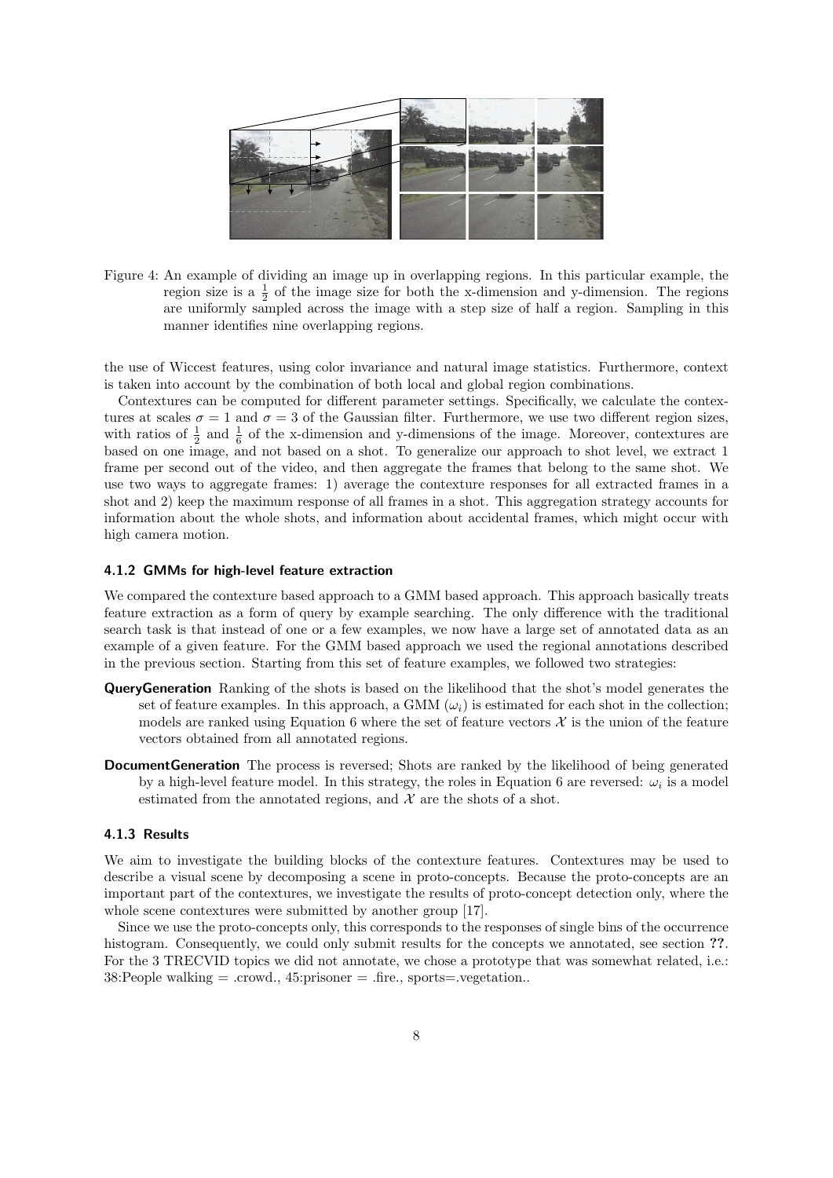Figure 4: An example of dividing an image up in overlapping regions. In this particular example, the region size is a $\frac{1}{2}$ of the image size for both the x-dimension and y-dimension. The regions are uniformly sampled across the image with a step size of half a region. Sampling in this manner identifies nine overlapping regions.

the use of Wiccest features, using color invariance and natural image statistics. Furthermore, context is taken into account by the combination of both local and global region combinations.

Contextures can be computed for different parameter settings. Specifically, we calculate the contextures at scales $\sigma = 1$ and $\sigma = 3$ of the Gaussian filter. Furthermore, we use two different region sizes, with ratios of $\frac{1}{2}$ and $\frac{1}{6}$ of the x-dimension and y-dimensions of the image. Moreover, contextures are based on one image, and not based on a shot. To generalize our approach to shot level, we extract 1 frame per second out of the video, and then aggregate the frames that belong to the same shot. We use two ways to aggregate frames: 1) average the contexture responses for all extracted frames in a shot and 2) keep the maximum response of all frames in a shot. This aggregation strategy accounts for information about the whole shots, and information about accidental frames, which might occur with high camera motion.

#### 4.1.2 GMMs for high-level feature extraction

We compared the contexture based approach to a GMM based approach. This approach basically treats feature extraction as a form of query by example searching. The only difference with the traditional search task is that instead of one or a few examples, we now have a large set of annotated data as an example of a given feature. For the GMM based approach we used the regional annotations described in the previous section. Starting from this set of feature examples, we followed two strategies:

**QueryGeneration** Ranking of the shots is based on the likelihood that the shot's model generates the set of feature examples. In this approach, a GMM ($\omega_i$) is estimated for each shot in the collection; models are ranked using Equation 6 where the set of feature vectors $\mathcal{X}$ is the union of the feature vectors obtained from all annotated regions.

**DocumentGeneration** The process is reversed; Shots are ranked by the likelihood of being generated by a high-level feature model. In this strategy, the roles in Equation 6 are reversed: $\omega_i$ is a model estimated from the annotated regions, and $\mathcal{X}$ are the shots of a shot.

#### 4.1.3 Results

We aim to investigate the building blocks of the contexture features. Contextures may be used to describe a visual scene by decomposing a scene in proto-concepts. Because the proto-concepts are an important part of the contextures, we investigate the results of proto-concept detection only, where the whole scene contextures were submitted by another group [17].

Since we use the proto-concepts only, this corresponds to the responses of single bins of the occurrence histogram. Consequently, we could only submit results for the concepts we annotated, see section **??**. For the 3 TRECVID topics we did not annotate, we chose a prototype that was somewhat related, i.e.: 38:People walking = .crowd., 45:prisoner = .fire., sports=.vegetation..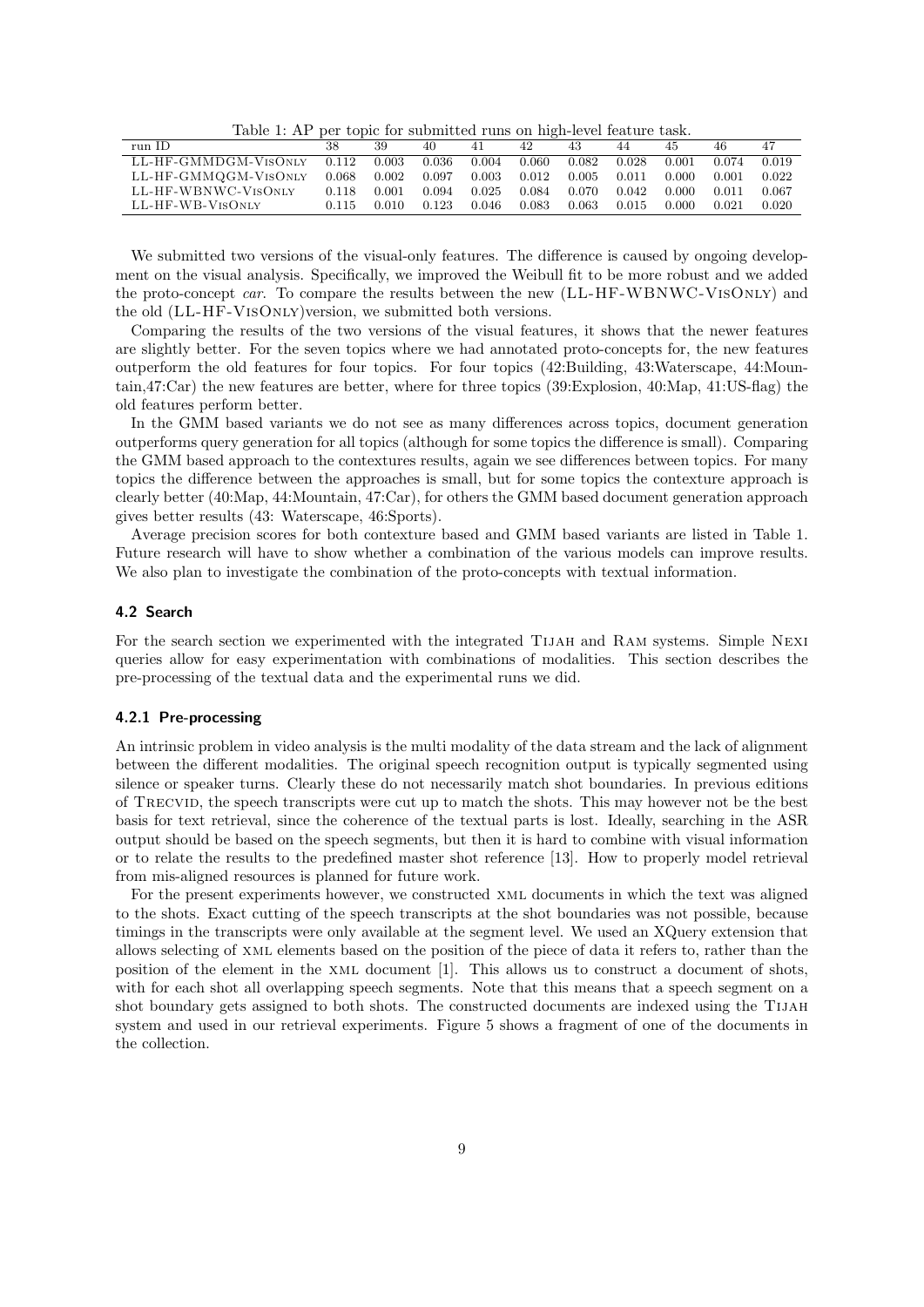Table 1: AP per topic for submitted runs on high-level feature task.

| run ID | 38 | 39 | 40 | 41 | 42 | 43 | 44 | 45 | 46 | 47 |
|---|---|---|---|---|---|---|---|---|---|---|
| LL-HF-GMMDGM-VisOnly | 0.112 | 0.003 | 0.036 | 0.004 | 0.060 | 0.082 | 0.028 | 0.001 | 0.074 | 0.019 |
| LL-HF-GMMQGM-VisOnly | 0.068 | 0.002 | 0.097 | 0.003 | 0.012 | 0.005 | 0.011 | 0.000 | 0.001 | 0.022 |
| LL-HF-WBNWC-VisOnly | 0.118 | 0.001 | 0.094 | 0.025 | 0.084 | 0.070 | 0.042 | 0.000 | 0.011 | 0.067 |
| LL-HF-WB-VisOnly | 0.115 | 0.010 | 0.123 | 0.046 | 0.083 | 0.063 | 0.015 | 0.000 | 0.021 | 0.020 |

We submitted two versions of the visual-only features. The difference is caused by ongoing development on the visual analysis. Specifically, we improved the Weibull fit to be more robust and we added the proto-concept *car*. To compare the results between the new (LL-HF-WBNWC-VisOnly) and the old (LL-HF-VisOnly)version, we submitted both versions.

Comparing the results of the two versions of the visual features, it shows that the newer features are slightly better. For the seven topics where we had annotated proto-concepts for, the new features outperform the old features for four topics. For four topics (42:Building, 43:Waterscape, 44:Mountain,47:Car) the new features are better, where for three topics (39:Explosion, 40:Map, 41:US-flag) the old features perform better.

In the GMM based variants we do not see as many differences across topics, document generation outperforms query generation for all topics (although for some topics the difference is small). Comparing the GMM based approach to the contextures results, again we see differences between topics. For many topics the difference between the approaches is small, but for some topics the contexture approach is clearly better (40:Map, 44:Mountain, 47:Car), for others the GMM based document generation approach gives better results (43: Waterscape, 46:Sports).

Average precision scores for both contexture based and GMM based variants are listed in Table 1. Future research will have to show whether a combination of the various models can improve results. We also plan to investigate the combination of the proto-concepts with textual information.

### 4.2 Search

For the search section we experimented with the integrated Tijah and Ram systems. Simple Nexi queries allow for easy experimentation with combinations of modalities. This section describes the pre-processing of the textual data and the experimental runs we did.

#### 4.2.1 Pre-processing

An intrinsic problem in video analysis is the multi modality of the data stream and the lack of alignment between the different modalities. The original speech recognition output is typically segmented using silence or speaker turns. Clearly these do not necessarily match shot boundaries. In previous editions of Trecvid, the speech transcripts were cut up to match the shots. This may however not be the best basis for text retrieval, since the coherence of the textual parts is lost. Ideally, searching in the ASR output should be based on the speech segments, but then it is hard to combine with visual information or to relate the results to the predefined master shot reference [13]. How to properly model retrieval from mis-aligned resources is planned for future work.

For the present experiments however, we constructed xml documents in which the text was aligned to the shots. Exact cutting of the speech transcripts at the shot boundaries was not possible, because timings in the transcripts were only available at the segment level. We used an XQuery extension that allows selecting of xml elements based on the position of the piece of data it refers to, rather than the position of the element in the xml document [1]. This allows us to construct a document of shots, with for each shot all overlapping speech segments. Note that this means that a speech segment on a shot boundary gets assigned to both shots. The constructed documents are indexed using the Tijah system and used in our retrieval experiments. Figure 5 shows a fragment of one of the documents in the collection.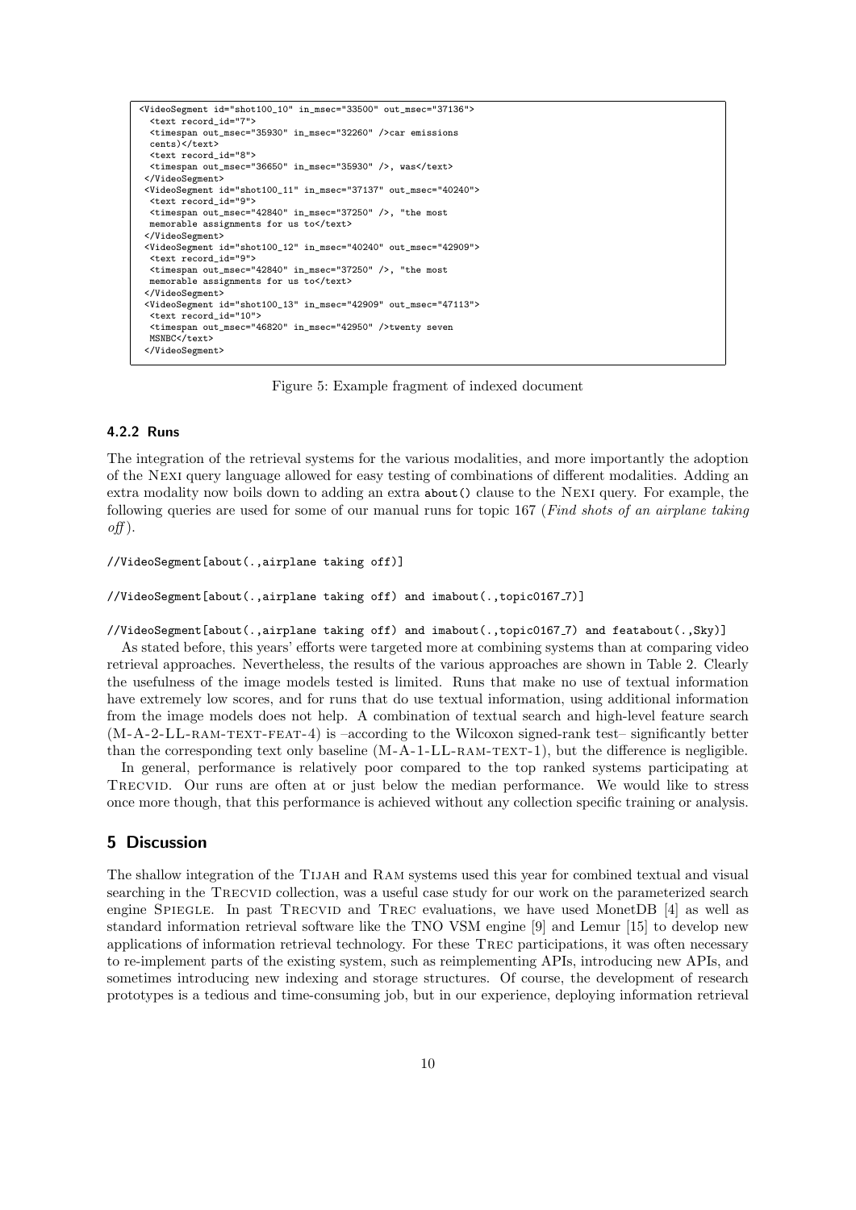```
<VideoSegment id="shot100_10" in_msec="33500" out_msec="37136">
  <text record_id="7">
  <timespan out_msec="35930" in_msec="32260" />car emissions
  cents)</text>
  <text record_id="8">
  <timespan out_msec="36650" in_msec="35930" />, was</text>
 </VideoSegment>
 <VideoSegment id="shot100_11" in_msec="37137" out_msec="40240">
  <text record_id="9">
  <timespan out_msec="42840" in_msec="37250" />, "the most
  memorable assignments for us to</text>
 </VideoSegment>
 <VideoSegment id="shot100_12" in_msec="40240" out_msec="42909">
  <text record_id="9">
  <timespan out_msec="42840" in_msec="37250" />, "the most
  memorable assignments for us to</text>
 </VideoSegment>
 <VideoSegment id="shot100_13" in_msec="42909" out_msec="47113">
  <text record_id="10">
  <timespan out_msec="46820" in_msec="42950" />twenty seven
  MSNBC</text>
 </VideoSegment>
```

Figure 5: Example fragment of indexed document

#### 4.2.2 Runs

The integration of the retrieval systems for the various modalities, and more importantly the adoption of the NEXI query language allowed for easy testing of combinations of different modalities. Adding an extra modality now boils down to adding an extra `about()` clause to the NEXI query. For example, the following queries are used for some of our manual runs for topic 167 (*Find shots of an airplane taking off*).

```
//VideoSegment[about(.,airplane taking off)]

//VideoSegment[about(.,airplane taking off) and imabout(.,topic0167_7)]

//VideoSegment[about(.,airplane taking off) and imabout(.,topic0167_7) and featabout(.,Sky)]
```

As stated before, this years' efforts were targeted more at combining systems than at comparing video retrieval approaches. Nevertheless, the results of the various approaches are shown in Table 2. Clearly the usefulness of the image models tested is limited. Runs that make no use of textual information have extremely low scores, and for runs that do use textual information, using additional information from the image models does not help. A combination of textual search and high-level feature search (M-A-2-LL-RAM-TEXT-FEAT-4) is –according to the Wilcoxon signed-rank test– significantly better than the corresponding text only baseline (M-A-1-LL-RAM-TEXT-1), but the difference is negligible.

In general, performance is relatively poor compared to the top ranked systems participating at TRECVID. Our runs are often at or just below the median performance. We would like to stress once more though, that this performance is achieved without any collection specific training or analysis.

## 5 Discussion

The shallow integration of the TIJAH and RAM systems used this year for combined textual and visual searching in the TRECVID collection, was a useful case study for our work on the parameterized search engine SPIEGLE. In past TRECVID and TREC evaluations, we have used MonetDB [4] as well as standard information retrieval software like the TNO VSM engine [9] and Lemur [15] to develop new applications of information retrieval technology. For these TREC participations, it was often necessary to re-implement parts of the existing system, such as reimplementing APIs, introducing new APIs, and sometimes introducing new indexing and storage structures. Of course, the development of research prototypes is a tedious and time-consuming job, but in our experience, deploying information retrieval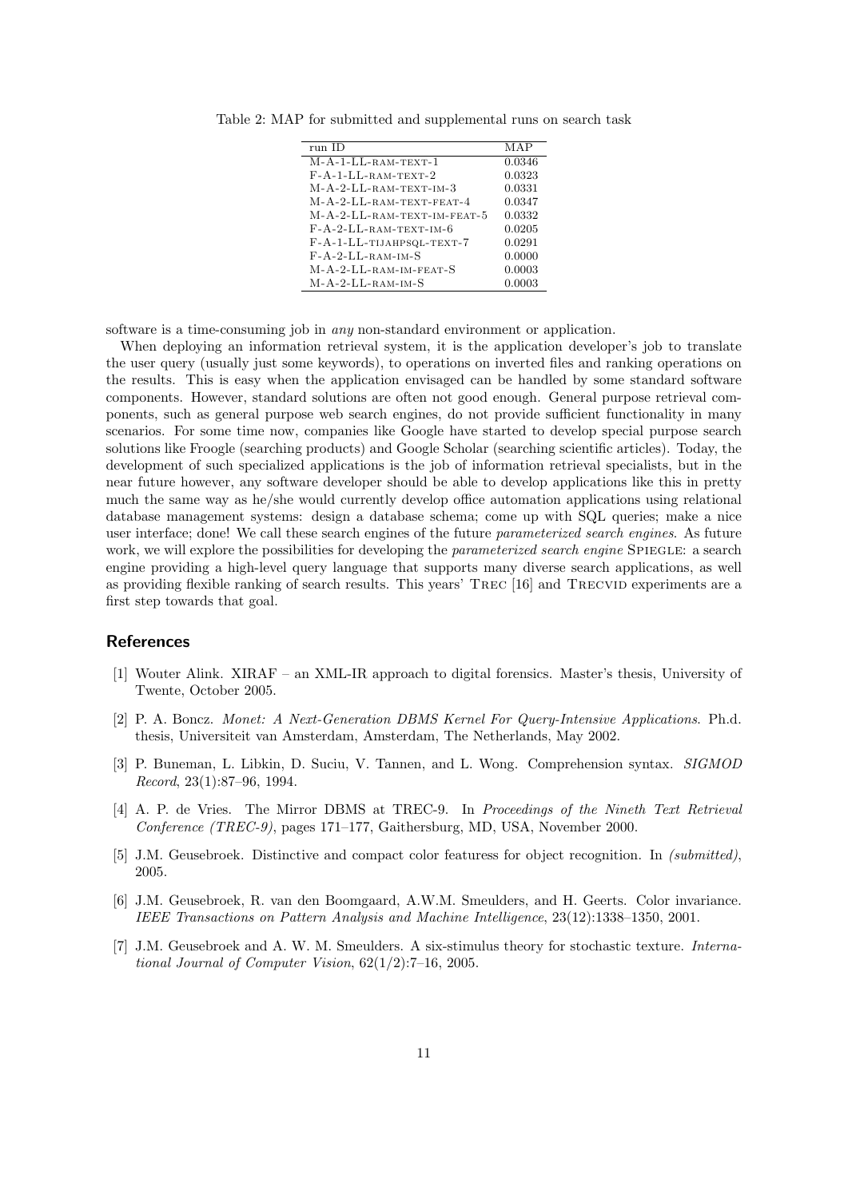Table 2: MAP for submitted and supplemental runs on search task

| run ID | MAP |
|---|---|
| M-A-1-LL-RAM-TEXT-1 | 0.0346 |
| F-A-1-LL-RAM-TEXT-2 | 0.0323 |
| M-A-2-LL-RAM-TEXT-IM-3 | 0.0331 |
| M-A-2-LL-RAM-TEXT-FEAT-4 | 0.0347 |
| M-A-2-LL-RAM-TEXT-IM-FEAT-5 | 0.0332 |
| F-A-2-LL-RAM-TEXT-IM-6 | 0.0205 |
| F-A-1-LL-TIJAHPSQL-TEXT-7 | 0.0291 |
| F-A-2-LL-RAM-IM-S | 0.0000 |
| M-A-2-LL-RAM-IM-FEAT-S | 0.0003 |
| M-A-2-LL-RAM-IM-S | 0.0003 |

software is a time-consuming job in *any* non-standard environment or application.

When deploying an information retrieval system, it is the application developer's job to translate the user query (usually just some keywords), to operations on inverted files and ranking operations on the results. This is easy when the application envisaged can be handled by some standard software components. However, standard solutions are often not good enough. General purpose retrieval components, such as general purpose web search engines, do not provide sufficient functionality in many scenarios. For some time now, companies like Google have started to develop special purpose search solutions like Froogle (searching products) and Google Scholar (searching scientific articles). Today, the development of such specialized applications is the job of information retrieval specialists, but in the near future however, any software developer should be able to develop applications like this in pretty much the same way as he/she would currently develop office automation applications using relational database management systems: design a database schema; come up with SQL queries; make a nice user interface; done! We call these search engines of the future *parameterized search engines*. As future work, we will explore the possibilities for developing the *parameterized search engine* SPIEGLE: a search engine providing a high-level query language that supports many diverse search applications, as well as providing flexible ranking of search results. This years' TREC [16] and TRECVID experiments are a first step towards that goal.

## References

[1] Wouter Alink. XIRAF – an XML-IR approach to digital forensics. Master's thesis, University of Twente, October 2005.

[2] P. A. Boncz. *Monet: A Next-Generation DBMS Kernel For Query-Intensive Applications*. Ph.d. thesis, Universiteit van Amsterdam, Amsterdam, The Netherlands, May 2002.

[3] P. Buneman, L. Libkin, D. Suciu, V. Tannen, and L. Wong. Comprehension syntax. *SIGMOD Record*, 23(1):87–96, 1994.

[4] A. P. de Vries. The Mirror DBMS at TREC-9. In *Proceedings of the Nineth Text Retrieval Conference (TREC-9)*, pages 171–177, Gaithersburg, MD, USA, November 2000.

[5] J.M. Geusebroek. Distinctive and compact color featuress for object recognition. In *(submitted)*, 2005.

[6] J.M. Geusebroek, R. van den Boomgaard, A.W.M. Smeulders, and H. Geerts. Color invariance. *IEEE Transactions on Pattern Analysis and Machine Intelligence*, 23(12):1338–1350, 2001.

[7] J.M. Geusebroek and A. W. M. Smeulders. A six-stimulus theory for stochastic texture. *International Journal of Computer Vision*, 62(1/2):7–16, 2005.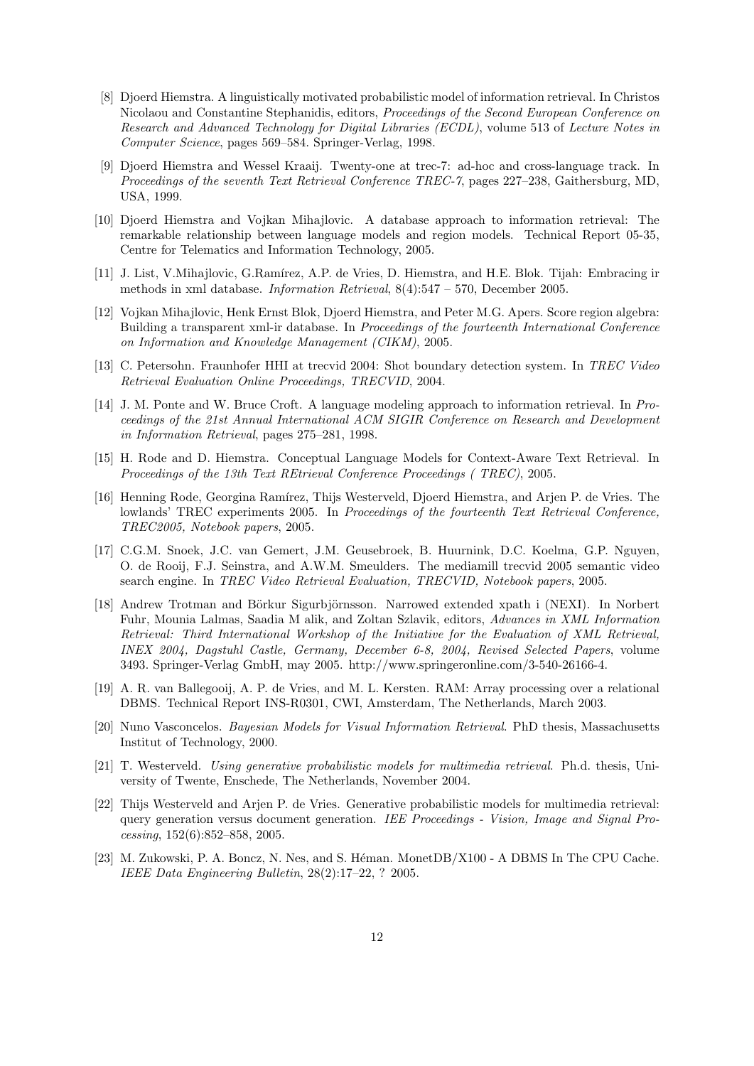[8] Djoerd Hiemstra. A linguistically motivated probabilistic model of information retrieval. In Christos Nicolaou and Constantine Stephanidis, editors, *Proceedings of the Second European Conference on Research and Advanced Technology for Digital Libraries (ECDL)*, volume 513 of *Lecture Notes in Computer Science*, pages 569–584. Springer-Verlag, 1998.

[9] Djoerd Hiemstra and Wessel Kraaij. Twenty-one at trec-7: ad-hoc and cross-language track. In *Proceedings of the seventh Text Retrieval Conference TREC-7*, pages 227–238, Gaithersburg, MD, USA, 1999.

[10] Djoerd Hiemstra and Vojkan Mihajlovic. A database approach to information retrieval: The remarkable relationship between language models and region models. Technical Report 05-35, Centre for Telematics and Information Technology, 2005.

[11] J. List, V.Mihajlovic, G.Ramírez, A.P. de Vries, D. Hiemstra, and H.E. Blok. Tijah: Embracing ir methods in xml database. *Information Retrieval*, 8(4):547 – 570, December 2005.

[12] Vojkan Mihajlovic, Henk Ernst Blok, Djoerd Hiemstra, and Peter M.G. Apers. Score region algebra: Building a transparent xml-ir database. In *Proceedings of the fourteenth International Conference on Information and Knowledge Management (CIKM)*, 2005.

[13] C. Petersohn. Fraunhofer HHI at trecvid 2004: Shot boundary detection system. In *TREC Video Retrieval Evaluation Online Proceedings, TRECVID*, 2004.

[14] J. M. Ponte and W. Bruce Croft. A language modeling approach to information retrieval. In *Proceedings of the 21st Annual International ACM SIGIR Conference on Research and Development in Information Retrieval*, pages 275–281, 1998.

[15] H. Rode and D. Hiemstra. Conceptual Language Models for Context-Aware Text Retrieval. In *Proceedings of the 13th Text REtrieval Conference Proceedings ( TREC)*, 2005.

[16] Henning Rode, Georgina Ramírez, Thijs Westerveld, Djoerd Hiemstra, and Arjen P. de Vries. The lowlands' TREC experiments 2005. In *Proceedings of the fourteenth Text Retrieval Conference, TREC2005, Notebook papers*, 2005.

[17] C.G.M. Snoek, J.C. van Gemert, J.M. Geusebroek, B. Huurnink, D.C. Koelma, G.P. Nguyen, O. de Rooij, F.J. Seinstra, and A.W.M. Smeulders. The mediamill trecvid 2005 semantic video search engine. In *TREC Video Retrieval Evaluation, TRECVID, Notebook papers*, 2005.

[18] Andrew Trotman and Börkur Sigurbjörnsson. Narrowed extended xpath i (NEXI). In Norbert Fuhr, Mounia Lalmas, Saadia M alik, and Zoltan Szlavik, editors, *Advances in XML Information Retrieval: Third International Workshop of the Initiative for the Evaluation of XML Retrieval, INEX 2004, Dagstuhl Castle, Germany, December 6-8, 2004, Revised Selected Papers*, volume 3493. Springer-Verlag GmbH, may 2005. http://www.springeronline.com/3-540-26166-4.

[19] A. R. van Ballegooij, A. P. de Vries, and M. L. Kersten. RAM: Array processing over a relational DBMS. Technical Report INS-R0301, CWI, Amsterdam, The Netherlands, March 2003.

[20] Nuno Vasconcelos. *Bayesian Models for Visual Information Retrieval*. PhD thesis, Massachusetts Institut of Technology, 2000.

[21] T. Westerveld. *Using generative probabilistic models for multimedia retrieval*. Ph.d. thesis, University of Twente, Enschede, The Netherlands, November 2004.

[22] Thijs Westerveld and Arjen P. de Vries. Generative probabilistic models for multimedia retrieval: query generation versus document generation. *IEE Proceedings - Vision, Image and Signal Processing*, 152(6):852–858, 2005.

[23] M. Zukowski, P. A. Boncz, N. Nes, and S. Héman. MonetDB/X100 - A DBMS In The CPU Cache. *IEEE Data Engineering Bulletin*, 28(2):17–22, ? 2005.